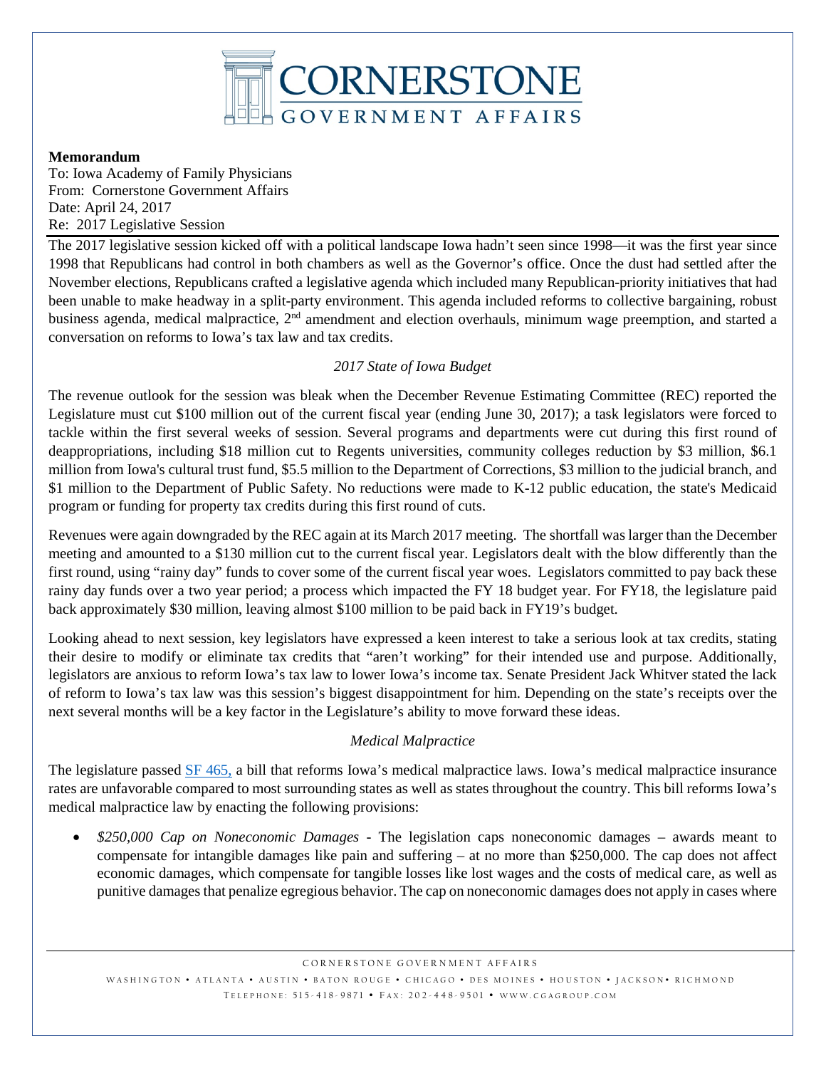**Memorandum**
To: Iowa Academy of Family Physicians
From: Cornerstone Government Affairs
Date: April 24, 2017
Re: 2017 Legislative Session

The 2017 legislative session kicked off with a political landscape Iowa hadn't seen since 1998—it was the first year since 1998 that Republicans had control in both chambers as well as the Governor's office. Once the dust had settled after the November elections, Republicans crafted a legislative agenda which included many Republican-priority initiatives that had been unable to make headway in a split-party environment. This agenda included reforms to collective bargaining, robust business agenda, medical malpractice, 2nd amendment and election overhauls, minimum wage preemption, and started a conversation on reforms to Iowa's tax law and tax credits.

*2017 State of Iowa Budget*

The revenue outlook for the session was bleak when the December Revenue Estimating Committee (REC) reported the Legislature must cut $100 million out of the current fiscal year (ending June 30, 2017); a task legislators were forced to tackle within the first several weeks of session. Several programs and departments were cut during this first round of deappropriations, including $18 million cut to Regents universities, community colleges reduction by $3 million, $6.1 million from Iowa's cultural trust fund, $5.5 million to the Department of Corrections, $3 million to the judicial branch, and $1 million to the Department of Public Safety. No reductions were made to K-12 public education, the state's Medicaid program or funding for property tax credits during this first round of cuts.

Revenues were again downgraded by the REC again at its March 2017 meeting. The shortfall was larger than the December meeting and amounted to a $130 million cut to the current fiscal year. Legislators dealt with the blow differently than the first round, using "rainy day" funds to cover some of the current fiscal year woes. Legislators committed to pay back these rainy day funds over a two year period; a process which impacted the FY 18 budget year. For FY18, the legislature paid back approximately $30 million, leaving almost $100 million to be paid back in FY19's budget.

Looking ahead to next session, key legislators have expressed a keen interest to take a serious look at tax credits, stating their desire to modify or eliminate tax credits that "aren't working" for their intended use and purpose. Additionally, legislators are anxious to reform Iowa's tax law to lower Iowa's income tax. Senate President Jack Whitver stated the lack of reform to Iowa's tax law was this session's biggest disappointment for him. Depending on the state's receipts over the next several months will be a key factor in the Legislature's ability to move forward these ideas.

*Medical Malpractice*

The legislature passed SF 465, a bill that reforms Iowa's medical malpractice laws. Iowa's medical malpractice insurance rates are unfavorable compared to most surrounding states as well as states throughout the country. This bill reforms Iowa's medical malpractice law by enacting the following provisions:

- *$250,000 Cap on Noneconomic Damages* - The legislation caps noneconomic damages – awards meant to compensate for intangible damages like pain and suffering – at no more than $250,000. The cap does not affect economic damages, which compensate for tangible losses like lost wages and the costs of medical care, as well as punitive damages that penalize egregious behavior. The cap on noneconomic damages does not apply in cases where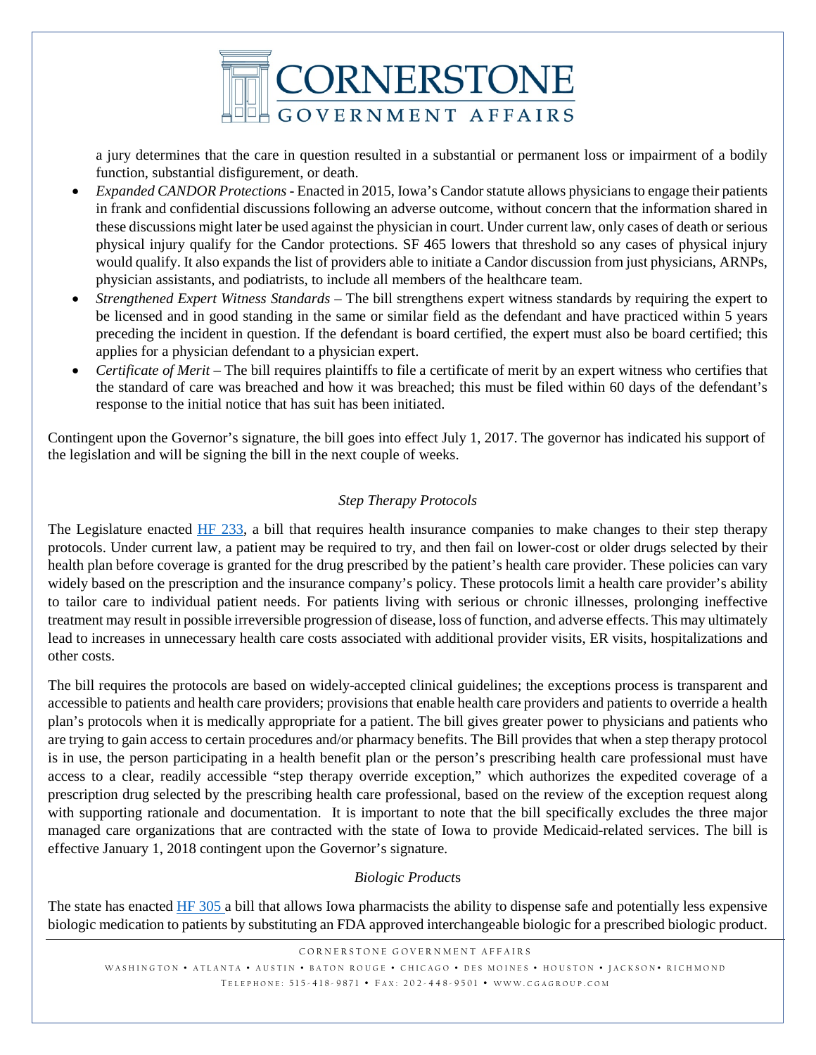a jury determines that the care in question resulted in a substantial or permanent loss or impairment of a bodily function, substantial disfigurement, or death.

- *Expanded CANDOR Protections* - Enacted in 2015, Iowa's Candor statute allows physicians to engage their patients in frank and confidential discussions following an adverse outcome, without concern that the information shared in these discussions might later be used against the physician in court. Under current law, only cases of death or serious physical injury qualify for the Candor protections. SF 465 lowers that threshold so any cases of physical injury would qualify. It also expands the list of providers able to initiate a Candor discussion from just physicians, ARNPs, physician assistants, and podiatrists, to include all members of the healthcare team.
- *Strengthened Expert Witness Standards* – The bill strengthens expert witness standards by requiring the expert to be licensed and in good standing in the same or similar field as the defendant and have practiced within 5 years preceding the incident in question. If the defendant is board certified, the expert must also be board certified; this applies for a physician defendant to a physician expert.
- *Certificate of Merit* – The bill requires plaintiffs to file a certificate of merit by an expert witness who certifies that the standard of care was breached and how it was breached; this must be filed within 60 days of the defendant's response to the initial notice that has suit has been initiated.

Contingent upon the Governor's signature, the bill goes into effect July 1, 2017. The governor has indicated his support of the legislation and will be signing the bill in the next couple of weeks.

### *Step Therapy Protocols*

The Legislature enacted [HF 233](), a bill that requires health insurance companies to make changes to their step therapy protocols. Under current law, a patient may be required to try, and then fail on lower-cost or older drugs selected by their health plan before coverage is granted for the drug prescribed by the patient's health care provider. These policies can vary widely based on the prescription and the insurance company's policy. These protocols limit a health care provider's ability to tailor care to individual patient needs. For patients living with serious or chronic illnesses, prolonging ineffective treatment may result in possible irreversible progression of disease, loss of function, and adverse effects. This may ultimately lead to increases in unnecessary health care costs associated with additional provider visits, ER visits, hospitalizations and other costs.

The bill requires the protocols are based on widely-accepted clinical guidelines; the exceptions process is transparent and accessible to patients and health care providers; provisions that enable health care providers and patients to override a health plan's protocols when it is medically appropriate for a patient. The bill gives greater power to physicians and patients who are trying to gain access to certain procedures and/or pharmacy benefits. The Bill provides that when a step therapy protocol is in use, the person participating in a health benefit plan or the person's prescribing health care professional must have access to a clear, readily accessible "step therapy override exception," which authorizes the expedited coverage of a prescription drug selected by the prescribing health care professional, based on the review of the exception request along with supporting rationale and documentation. It is important to note that the bill specifically excludes the three major managed care organizations that are contracted with the state of Iowa to provide Medicaid-related services. The bill is effective January 1, 2018 contingent upon the Governor's signature.

### *Biologic Products*

The state has enacted [HF 305]() a bill that allows Iowa pharmacists the ability to dispense safe and potentially less expensive biologic medication to patients by substituting an FDA approved interchangeable biologic for a prescribed biologic product.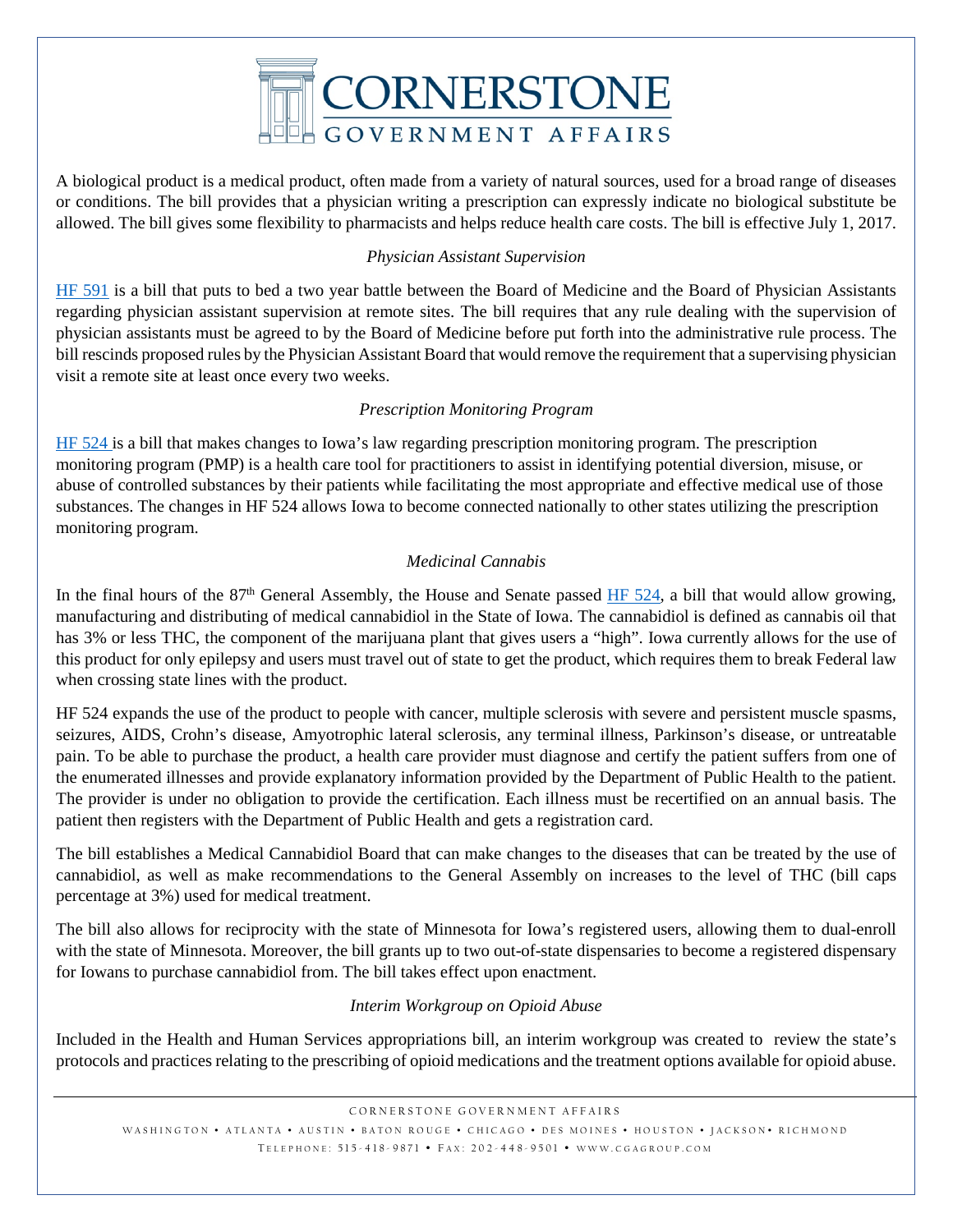A biological product is a medical product, often made from a variety of natural sources, used for a broad range of diseases or conditions. The bill provides that a physician writing a prescription can expressly indicate no biological substitute be allowed. The bill gives some flexibility to pharmacists and helps reduce health care costs. The bill is effective July 1, 2017.

*Physician Assistant Supervision*

HF 591 is a bill that puts to bed a two year battle between the Board of Medicine and the Board of Physician Assistants regarding physician assistant supervision at remote sites. The bill requires that any rule dealing with the supervision of physician assistants must be agreed to by the Board of Medicine before put forth into the administrative rule process. The bill rescinds proposed rules by the Physician Assistant Board that would remove the requirement that a supervising physician visit a remote site at least once every two weeks.

*Prescription Monitoring Program*

HF 524 is a bill that makes changes to Iowa's law regarding prescription monitoring program. The prescription monitoring program (PMP) is a health care tool for practitioners to assist in identifying potential diversion, misuse, or abuse of controlled substances by their patients while facilitating the most appropriate and effective medical use of those substances. The changes in HF 524 allows Iowa to become connected nationally to other states utilizing the prescription monitoring program.

*Medicinal Cannabis*

In the final hours of the 87th General Assembly, the House and Senate passed HF 524, a bill that would allow growing, manufacturing and distributing of medical cannabidiol in the State of Iowa. The cannabidiol is defined as cannabis oil that has 3% or less THC, the component of the marijuana plant that gives users a "high". Iowa currently allows for the use of this product for only epilepsy and users must travel out of state to get the product, which requires them to break Federal law when crossing state lines with the product.

HF 524 expands the use of the product to people with cancer, multiple sclerosis with severe and persistent muscle spasms, seizures, AIDS, Crohn's disease, Amyotrophic lateral sclerosis, any terminal illness, Parkinson's disease, or untreatable pain. To be able to purchase the product, a health care provider must diagnose and certify the patient suffers from one of the enumerated illnesses and provide explanatory information provided by the Department of Public Health to the patient. The provider is under no obligation to provide the certification. Each illness must be recertified on an annual basis. The patient then registers with the Department of Public Health and gets a registration card.

The bill establishes a Medical Cannabidiol Board that can make changes to the diseases that can be treated by the use of cannabidiol, as well as make recommendations to the General Assembly on increases to the level of THC (bill caps percentage at 3%) used for medical treatment.

The bill also allows for reciprocity with the state of Minnesota for Iowa's registered users, allowing them to dual-enroll with the state of Minnesota. Moreover, the bill grants up to two out-of-state dispensaries to become a registered dispensary for Iowans to purchase cannabidiol from. The bill takes effect upon enactment.

*Interim Workgroup on Opioid Abuse*

Included in the Health and Human Services appropriations bill, an interim workgroup was created to review the state's protocols and practices relating to the prescribing of opioid medications and the treatment options available for opioid abuse.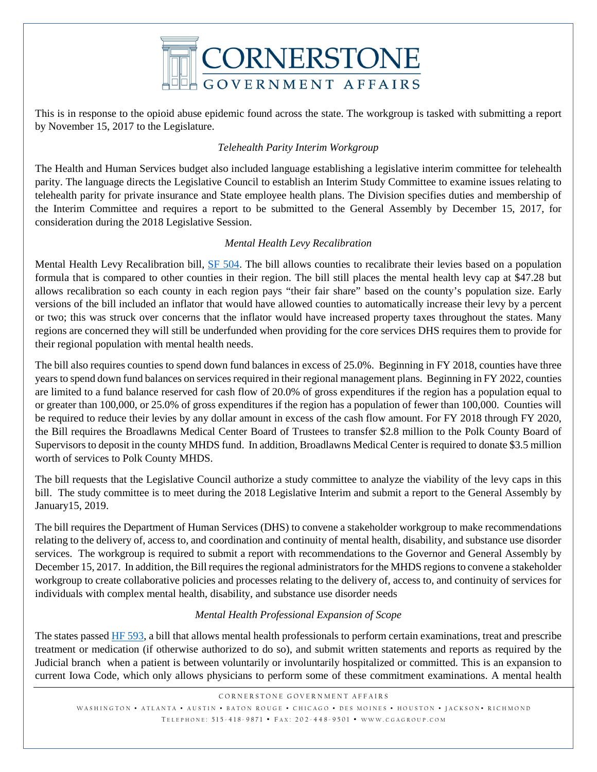This is in response to the opioid abuse epidemic found across the state. The workgroup is tasked with submitting a report by November 15, 2017 to the Legislature.

*Telehealth Parity Interim Workgroup*

The Health and Human Services budget also included language establishing a legislative interim committee for telehealth parity. The language directs the Legislative Council to establish an Interim Study Committee to examine issues relating to telehealth parity for private insurance and State employee health plans. The Division specifies duties and membership of the Interim Committee and requires a report to be submitted to the General Assembly by December 15, 2017, for consideration during the 2018 Legislative Session.

*Mental Health Levy Recalibration*

Mental Health Levy Recalibration bill, [SF 504](). The bill allows counties to recalibrate their levies based on a population formula that is compared to other counties in their region. The bill still places the mental health levy cap at $47.28 but allows recalibration so each county in each region pays "their fair share" based on the county's population size. Early versions of the bill included an inflator that would have allowed counties to automatically increase their levy by a percent or two; this was struck over concerns that the inflator would have increased property taxes throughout the states. Many regions are concerned they will still be underfunded when providing for the core services DHS requires them to provide for their regional population with mental health needs.

The bill also requires counties to spend down fund balances in excess of 25.0%. Beginning in FY 2018, counties have three years to spend down fund balances on services required in their regional management plans. Beginning in FY 2022, counties are limited to a fund balance reserved for cash flow of 20.0% of gross expenditures if the region has a population equal to or greater than 100,000, or 25.0% of gross expenditures if the region has a population of fewer than 100,000. Counties will be required to reduce their levies by any dollar amount in excess of the cash flow amount. For FY 2018 through FY 2020, the Bill requires the Broadlawns Medical Center Board of Trustees to transfer $2.8 million to the Polk County Board of Supervisors to deposit in the county MHDS fund. In addition, Broadlawns Medical Center is required to donate $3.5 million worth of services to Polk County MHDS.

The bill requests that the Legislative Council authorize a study committee to analyze the viability of the levy caps in this bill. The study committee is to meet during the 2018 Legislative Interim and submit a report to the General Assembly by January15, 2019.

The bill requires the Department of Human Services (DHS) to convene a stakeholder workgroup to make recommendations relating to the delivery of, access to, and coordination and continuity of mental health, disability, and substance use disorder services. The workgroup is required to submit a report with recommendations to the Governor and General Assembly by December 15, 2017. In addition, the Bill requires the regional administrators for the MHDS regions to convene a stakeholder workgroup to create collaborative policies and processes relating to the delivery of, access to, and continuity of services for individuals with complex mental health, disability, and substance use disorder needs

*Mental Health Professional Expansion of Scope*

The states passed [HF 593](), a bill that allows mental health professionals to perform certain examinations, treat and prescribe treatment or medication (if otherwise authorized to do so), and submit written statements and reports as required by the Judicial branch when a patient is between voluntarily or involuntarily hospitalized or committed. This is an expansion to current Iowa Code, which only allows physicians to perform some of these commitment examinations. A mental health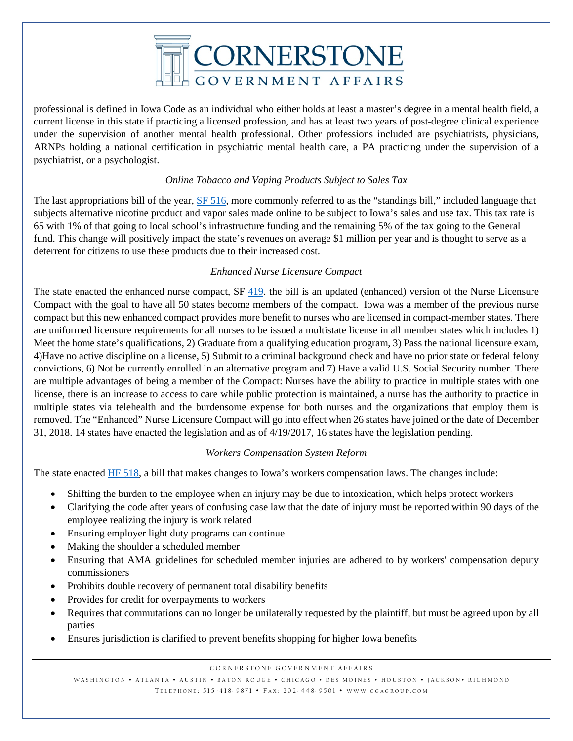professional is defined in Iowa Code as an individual who either holds at least a master's degree in a mental health field, a current license in this state if practicing a licensed profession, and has at least two years of post-degree clinical experience under the supervision of another mental health professional. Other professions included are psychiatrists, physicians, ARNPs holding a national certification in psychiatric mental health care, a PA practicing under the supervision of a psychiatrist, or a psychologist.

*Online Tobacco and Vaping Products Subject to Sales Tax*

The last appropriations bill of the year, [SF 516](), more commonly referred to as the "standings bill," included language that subjects alternative nicotine product and vapor sales made online to be subject to Iowa's sales and use tax. This tax rate is 65 with 1% of that going to local school's infrastructure funding and the remaining 5% of the tax going to the General fund. This change will positively impact the state's revenues on average $1 million per year and is thought to serve as a deterrent for citizens to use these products due to their increased cost.

*Enhanced Nurse Licensure Compact*

The state enacted the enhanced nurse compact, SF [419](). the bill is an updated (enhanced) version of the Nurse Licensure Compact with the goal to have all 50 states become members of the compact. Iowa was a member of the previous nurse compact but this new enhanced compact provides more benefit to nurses who are licensed in compact-member states. There are uniformed licensure requirements for all nurses to be issued a multistate license in all member states which includes 1) Meet the home state's qualifications, 2) Graduate from a qualifying education program, 3) Pass the national licensure exam, 4)Have no active discipline on a license, 5) Submit to a criminal background check and have no prior state or federal felony convictions, 6) Not be currently enrolled in an alternative program and 7) Have a valid U.S. Social Security number. There are multiple advantages of being a member of the Compact: Nurses have the ability to practice in multiple states with one license, there is an increase to access to care while public protection is maintained, a nurse has the authority to practice in multiple states via telehealth and the burdensome expense for both nurses and the organizations that employ them is removed. The "Enhanced" Nurse Licensure Compact will go into effect when 26 states have joined or the date of December 31, 2018. 14 states have enacted the legislation and as of 4/19/2017, 16 states have the legislation pending.

*Workers Compensation System Reform*

The state enacted [HF 518](), a bill that makes changes to Iowa's workers compensation laws. The changes include:

- Shifting the burden to the employee when an injury may be due to intoxication, which helps protect workers
- Clarifying the code after years of confusing case law that the date of injury must be reported within 90 days of the employee realizing the injury is work related
- Ensuring employer light duty programs can continue
- Making the shoulder a scheduled member
- Ensuring that AMA guidelines for scheduled member injuries are adhered to by workers' compensation deputy commissioners
- Prohibits double recovery of permanent total disability benefits
- Provides for credit for overpayments to workers
- Requires that commutations can no longer be unilaterally requested by the plaintiff, but must be agreed upon by all parties
- Ensures jurisdiction is clarified to prevent benefits shopping for higher Iowa benefits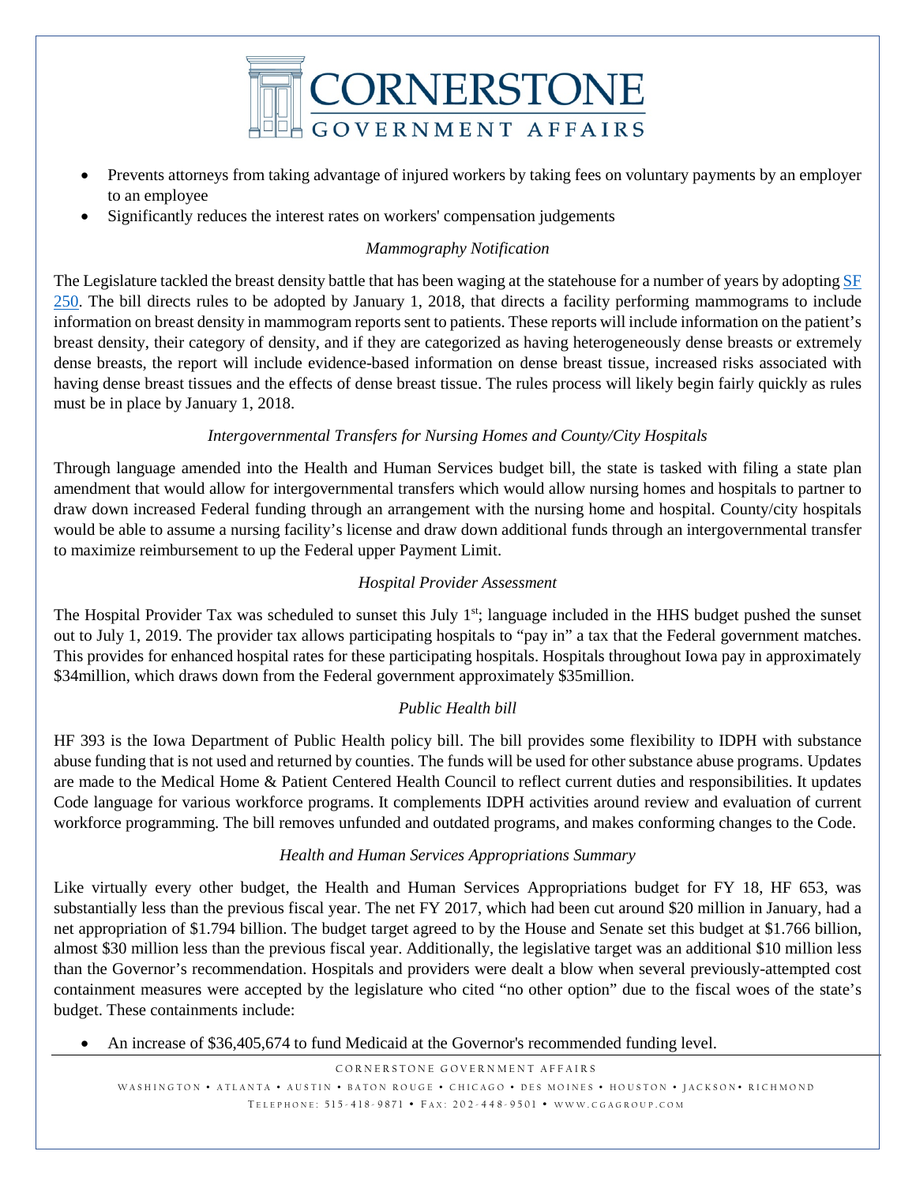- Prevents attorneys from taking advantage of injured workers by taking fees on voluntary payments by an employer to an employee
- Significantly reduces the interest rates on workers' compensation judgements

*Mammography Notification*

The Legislature tackled the breast density battle that has been waging at the statehouse for a number of years by adopting SF 250. The bill directs rules to be adopted by January 1, 2018, that directs a facility performing mammograms to include information on breast density in mammogram reports sent to patients. These reports will include information on the patient's breast density, their category of density, and if they are categorized as having heterogeneously dense breasts or extremely dense breasts, the report will include evidence-based information on dense breast tissue, increased risks associated with having dense breast tissues and the effects of dense breast tissue. The rules process will likely begin fairly quickly as rules must be in place by January 1, 2018.

*Intergovernmental Transfers for Nursing Homes and County/City Hospitals*

Through language amended into the Health and Human Services budget bill, the state is tasked with filing a state plan amendment that would allow for intergovernmental transfers which would allow nursing homes and hospitals to partner to draw down increased Federal funding through an arrangement with the nursing home and hospital. County/city hospitals would be able to assume a nursing facility's license and draw down additional funds through an intergovernmental transfer to maximize reimbursement to up the Federal upper Payment Limit.

*Hospital Provider Assessment*

The Hospital Provider Tax was scheduled to sunset this July 1st; language included in the HHS budget pushed the sunset out to July 1, 2019. The provider tax allows participating hospitals to "pay in" a tax that the Federal government matches. This provides for enhanced hospital rates for these participating hospitals. Hospitals throughout Iowa pay in approximately $34million, which draws down from the Federal government approximately $35million.

*Public Health bill*

HF 393 is the Iowa Department of Public Health policy bill. The bill provides some flexibility to IDPH with substance abuse funding that is not used and returned by counties. The funds will be used for other substance abuse programs. Updates are made to the Medical Home & Patient Centered Health Council to reflect current duties and responsibilities. It updates Code language for various workforce programs. It complements IDPH activities around review and evaluation of current workforce programming. The bill removes unfunded and outdated programs, and makes conforming changes to the Code.

*Health and Human Services Appropriations Summary*

Like virtually every other budget, the Health and Human Services Appropriations budget for FY 18, HF 653, was substantially less than the previous fiscal year. The net FY 2017, which had been cut around $20 million in January, had a net appropriation of $1.794 billion. The budget target agreed to by the House and Senate set this budget at $1.766 billion, almost $30 million less than the previous fiscal year. Additionally, the legislative target was an additional $10 million less than the Governor's recommendation. Hospitals and providers were dealt a blow when several previously-attempted cost containment measures were accepted by the legislature who cited "no other option" due to the fiscal woes of the state's budget. These containments include:

- An increase of $36,405,674 to fund Medicaid at the Governor's recommended funding level.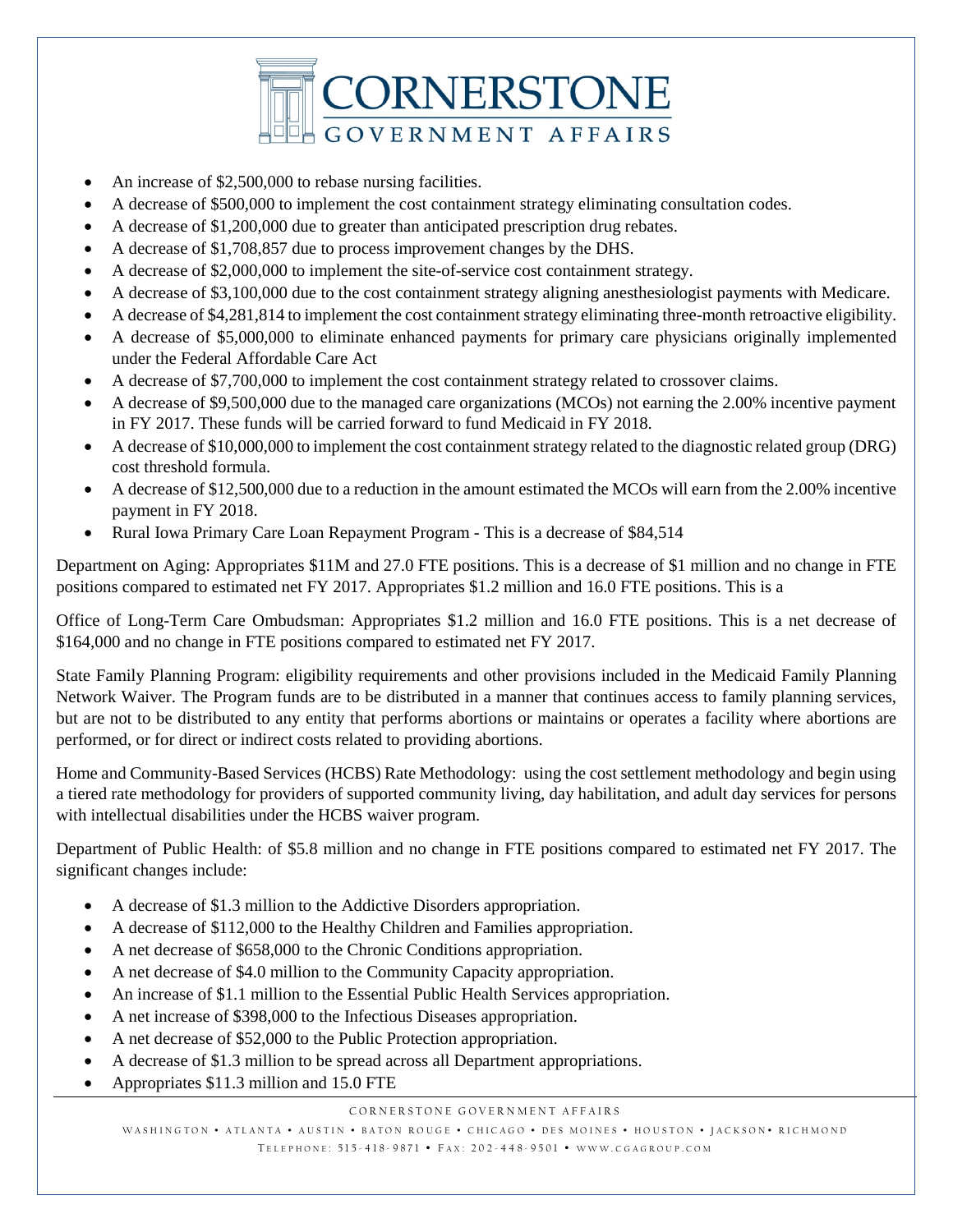- An increase of $2,500,000 to rebase nursing facilities.
- A decrease of $500,000 to implement the cost containment strategy eliminating consultation codes.
- A decrease of $1,200,000 due to greater than anticipated prescription drug rebates.
- A decrease of $1,708,857 due to process improvement changes by the DHS.
- A decrease of $2,000,000 to implement the site-of-service cost containment strategy.
- A decrease of $3,100,000 due to the cost containment strategy aligning anesthesiologist payments with Medicare.
- A decrease of $4,281,814 to implement the cost containment strategy eliminating three-month retroactive eligibility.
- A decrease of $5,000,000 to eliminate enhanced payments for primary care physicians originally implemented under the Federal Affordable Care Act
- A decrease of $7,700,000 to implement the cost containment strategy related to crossover claims.
- A decrease of $9,500,000 due to the managed care organizations (MCOs) not earning the 2.00% incentive payment in FY 2017. These funds will be carried forward to fund Medicaid in FY 2018.
- A decrease of $10,000,000 to implement the cost containment strategy related to the diagnostic related group (DRG) cost threshold formula.
- A decrease of $12,500,000 due to a reduction in the amount estimated the MCOs will earn from the 2.00% incentive payment in FY 2018.
- Rural Iowa Primary Care Loan Repayment Program - This is a decrease of $84,514

Department on Aging: Appropriates $11M and 27.0 FTE positions. This is a decrease of $1 million and no change in FTE positions compared to estimated net FY 2017. Appropriates $1.2 million and 16.0 FTE positions. This is a

Office of Long-Term Care Ombudsman: Appropriates $1.2 million and 16.0 FTE positions. This is a net decrease of $164,000 and no change in FTE positions compared to estimated net FY 2017.

State Family Planning Program: eligibility requirements and other provisions included in the Medicaid Family Planning Network Waiver. The Program funds are to be distributed in a manner that continues access to family planning services, but are not to be distributed to any entity that performs abortions or maintains or operates a facility where abortions are performed, or for direct or indirect costs related to providing abortions.

Home and Community-Based Services (HCBS) Rate Methodology: using the cost settlement methodology and begin using a tiered rate methodology for providers of supported community living, day habilitation, and adult day services for persons with intellectual disabilities under the HCBS waiver program.

Department of Public Health: of $5.8 million and no change in FTE positions compared to estimated net FY 2017. The significant changes include:

- A decrease of $1.3 million to the Addictive Disorders appropriation.
- A decrease of $112,000 to the Healthy Children and Families appropriation.
- A net decrease of $658,000 to the Chronic Conditions appropriation.
- A net decrease of $4.0 million to the Community Capacity appropriation.
- An increase of $1.1 million to the Essential Public Health Services appropriation.
- A net increase of $398,000 to the Infectious Diseases appropriation.
- A net decrease of $52,000 to the Public Protection appropriation.
- A decrease of $1.3 million to be spread across all Department appropriations.
- Appropriates $11.3 million and 15.0 FTE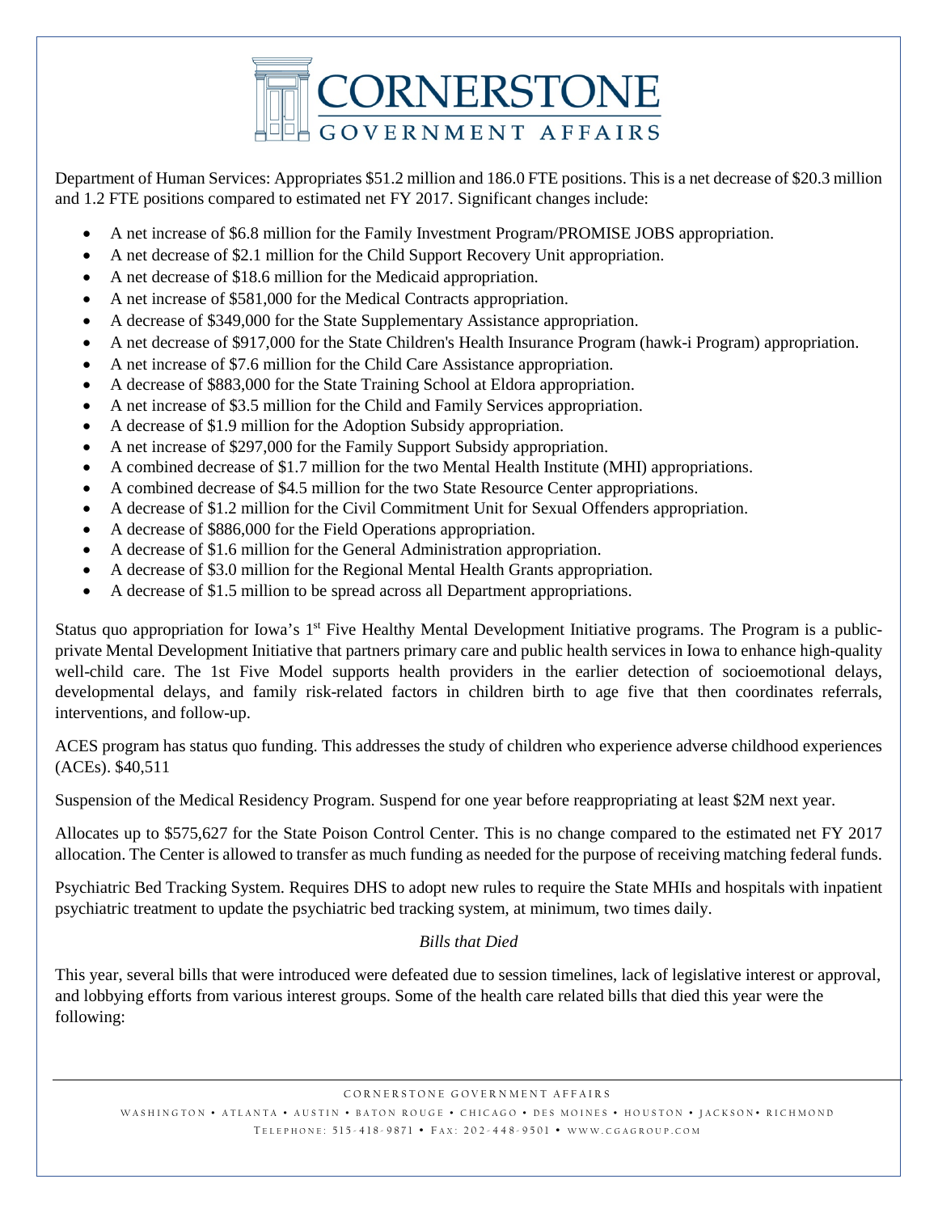Department of Human Services: Appropriates $51.2 million and 186.0 FTE positions. This is a net decrease of $20.3 million and 1.2 FTE positions compared to estimated net FY 2017. Significant changes include:

- A net increase of $6.8 million for the Family Investment Program/PROMISE JOBS appropriation.
- A net decrease of $2.1 million for the Child Support Recovery Unit appropriation.
- A net decrease of $18.6 million for the Medicaid appropriation.
- A net increase of $581,000 for the Medical Contracts appropriation.
- A decrease of $349,000 for the State Supplementary Assistance appropriation.
- A net decrease of $917,000 for the State Children's Health Insurance Program (hawk-i Program) appropriation.
- A net increase of $7.6 million for the Child Care Assistance appropriation.
- A decrease of $883,000 for the State Training School at Eldora appropriation.
- A net increase of $3.5 million for the Child and Family Services appropriation.
- A decrease of $1.9 million for the Adoption Subsidy appropriation.
- A net increase of $297,000 for the Family Support Subsidy appropriation.
- A combined decrease of $1.7 million for the two Mental Health Institute (MHI) appropriations.
- A combined decrease of $4.5 million for the two State Resource Center appropriations.
- A decrease of $1.2 million for the Civil Commitment Unit for Sexual Offenders appropriation.
- A decrease of $886,000 for the Field Operations appropriation.
- A decrease of $1.6 million for the General Administration appropriation.
- A decrease of $3.0 million for the Regional Mental Health Grants appropriation.
- A decrease of $1.5 million to be spread across all Department appropriations.

Status quo appropriation for Iowa's 1st Five Healthy Mental Development Initiative programs. The Program is a public-private Mental Development Initiative that partners primary care and public health services in Iowa to enhance high-quality well-child care. The 1st Five Model supports health providers in the earlier detection of socioemotional delays, developmental delays, and family risk-related factors in children birth to age five that then coordinates referrals, interventions, and follow-up.

ACES program has status quo funding. This addresses the study of children who experience adverse childhood experiences (ACEs). $40,511

Suspension of the Medical Residency Program. Suspend for one year before reappropriating at least $2M next year.

Allocates up to $575,627 for the State Poison Control Center. This is no change compared to the estimated net FY 2017 allocation. The Center is allowed to transfer as much funding as needed for the purpose of receiving matching federal funds.

Psychiatric Bed Tracking System. Requires DHS to adopt new rules to require the State MHIs and hospitals with inpatient psychiatric treatment to update the psychiatric bed tracking system, at minimum, two times daily.

*Bills that Died*

This year, several bills that were introduced were defeated due to session timelines, lack of legislative interest or approval, and lobbying efforts from various interest groups. Some of the health care related bills that died this year were the following: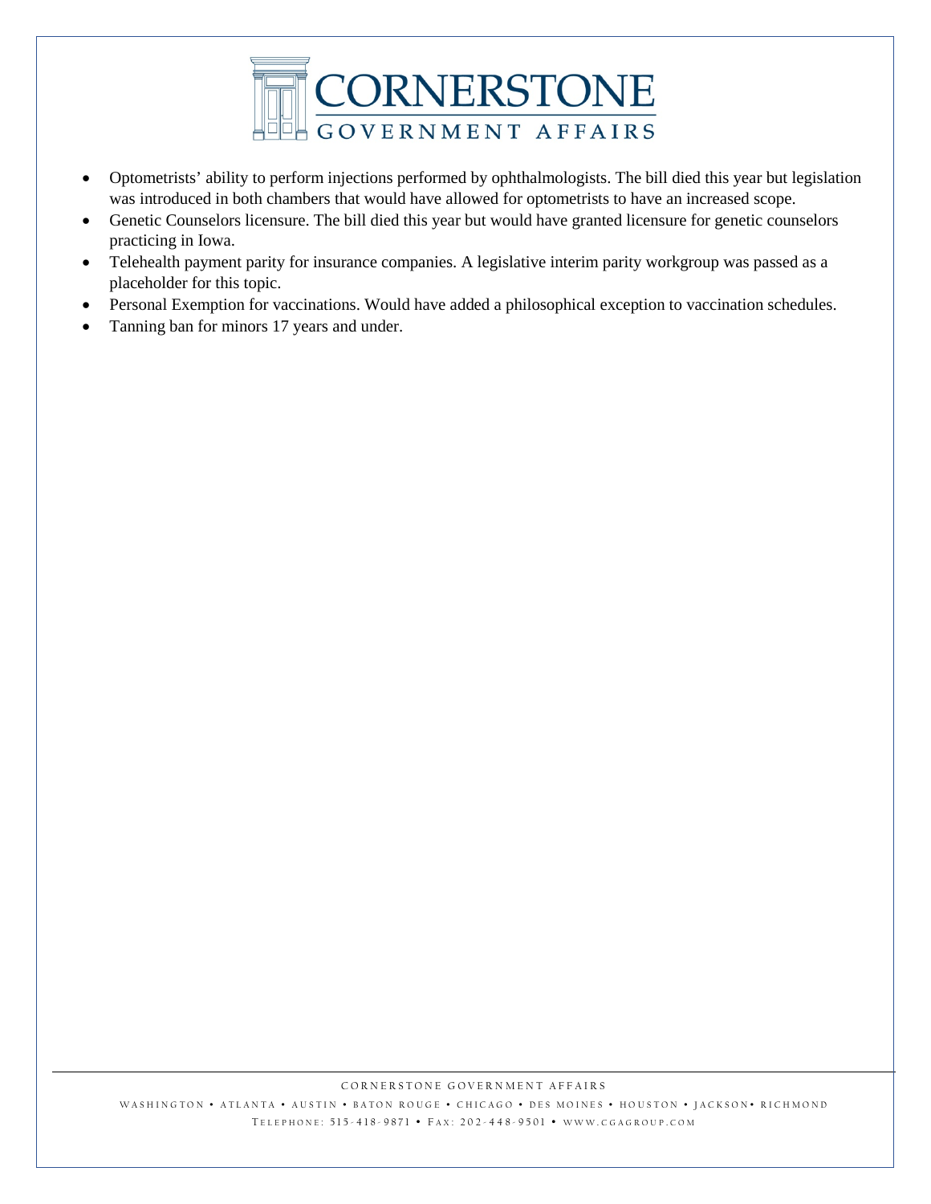- Optometrists' ability to perform injections performed by ophthalmologists. The bill died this year but legislation was introduced in both chambers that would have allowed for optometrists to have an increased scope.
- Genetic Counselors licensure. The bill died this year but would have granted licensure for genetic counselors practicing in Iowa.
- Telehealth payment parity for insurance companies. A legislative interim parity workgroup was passed as a placeholder for this topic.
- Personal Exemption for vaccinations. Would have added a philosophical exception to vaccination schedules.
- Tanning ban for minors 17 years and under.